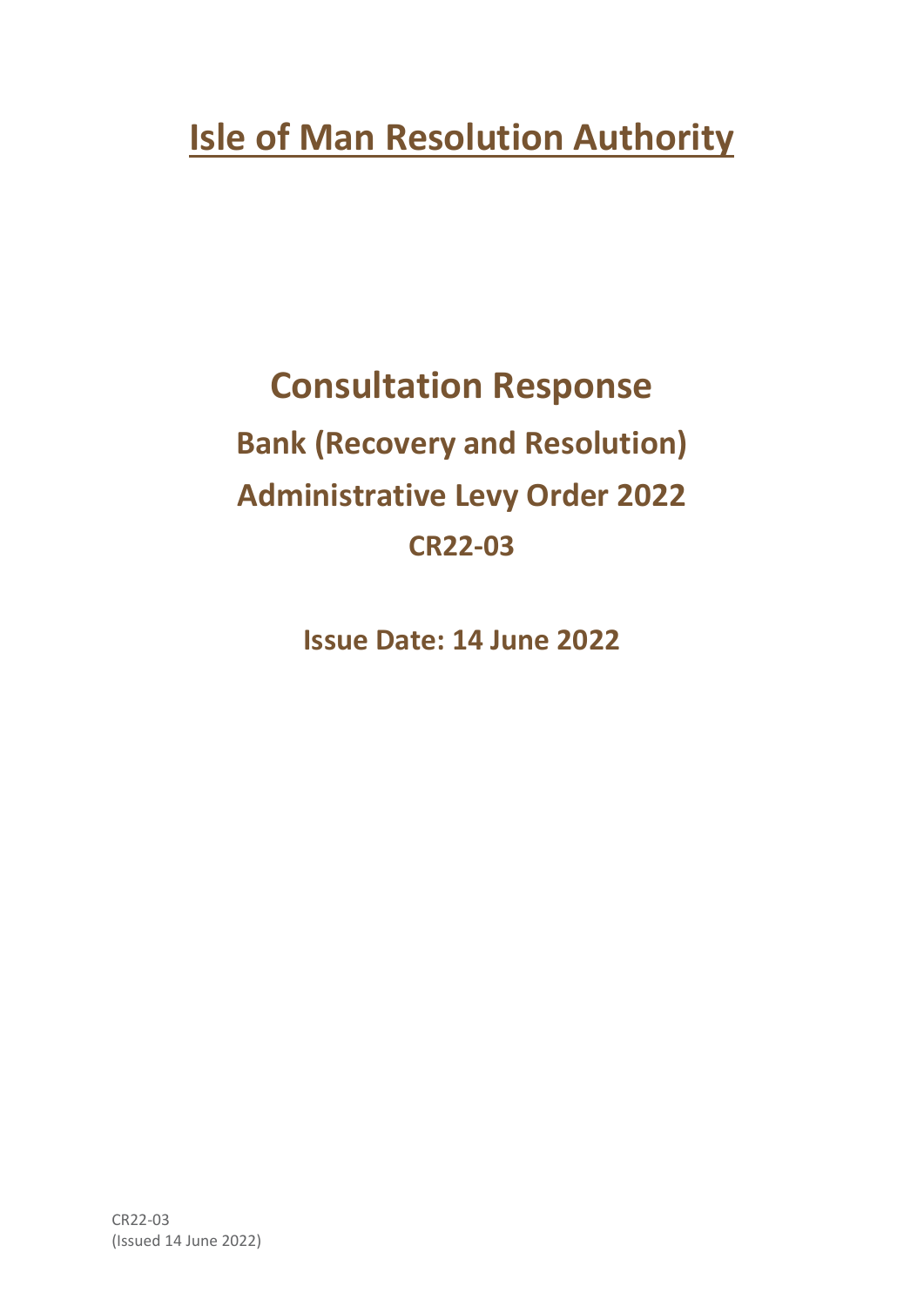# Isle of Man Resolution Authority

# Consultation Response

## Bank (Recovery and Resolution) Administrative Levy Order 2022

## CR22-03

**Issue Date: 14 June 2022**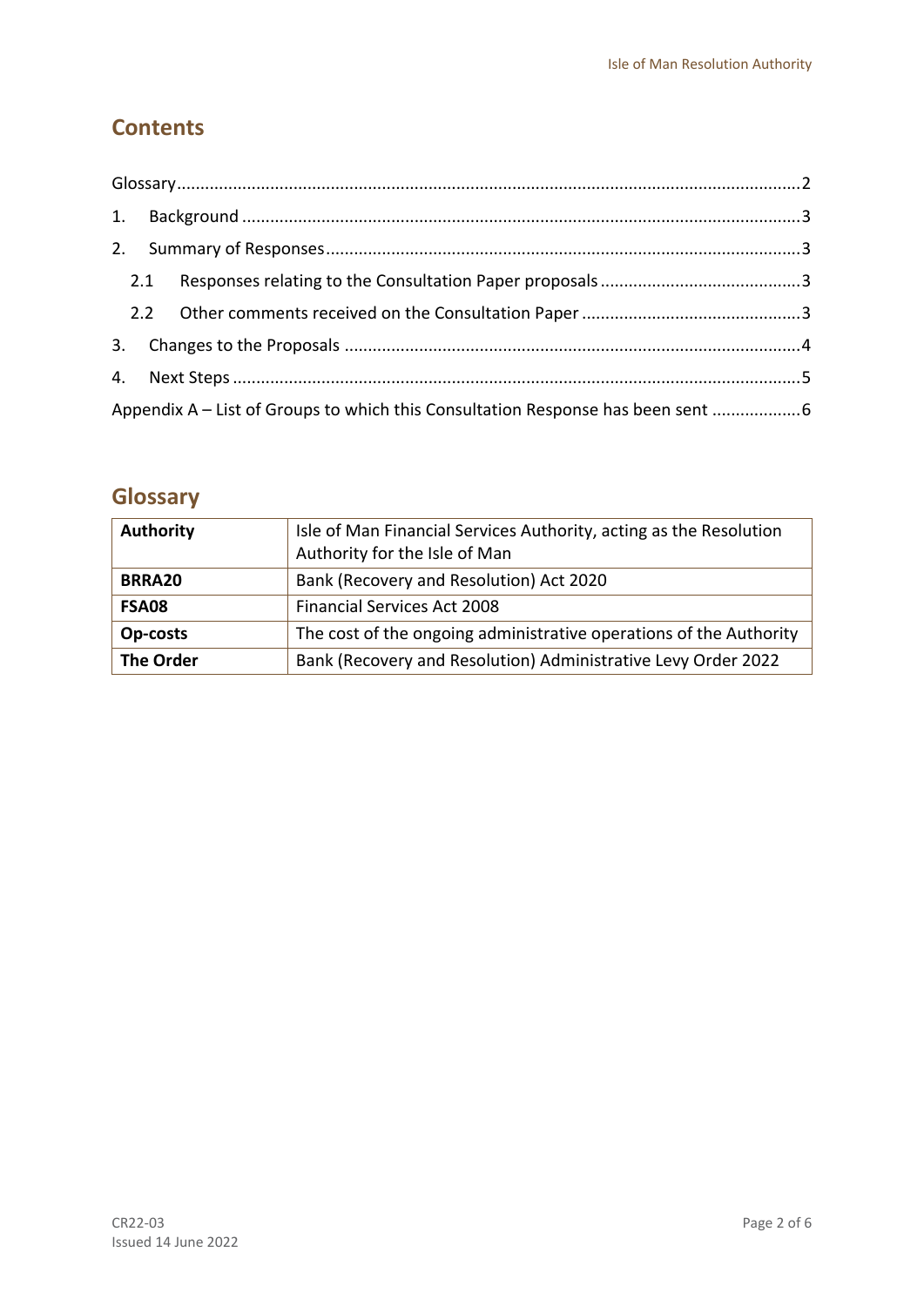## Contents

Glossary....................................................................................................................2

1. Background ......................................................................................................3

2. Summary of Responses....................................................................................3

 2.1 Responses relating to the Consultation Paper proposals ..........................................3

 2.2 Other comments received on the Consultation Paper ..............................................3

3. Changes to the Proposals ................................................................................4

4. Next Steps .......................................................................................................5

Appendix A – List of Groups to which this Consultation Response has been sent ..................6

## Glossary

| | |
|---|---|
| **Authority** | Isle of Man Financial Services Authority, acting as the Resolution Authority for the Isle of Man |
| **BRRA20** | Bank (Recovery and Resolution) Act 2020 |
| **FSA08** | Financial Services Act 2008 |
| **Op-costs** | The cost of the ongoing administrative operations of the Authority |
| **The Order** | Bank (Recovery and Resolution) Administrative Levy Order 2022 |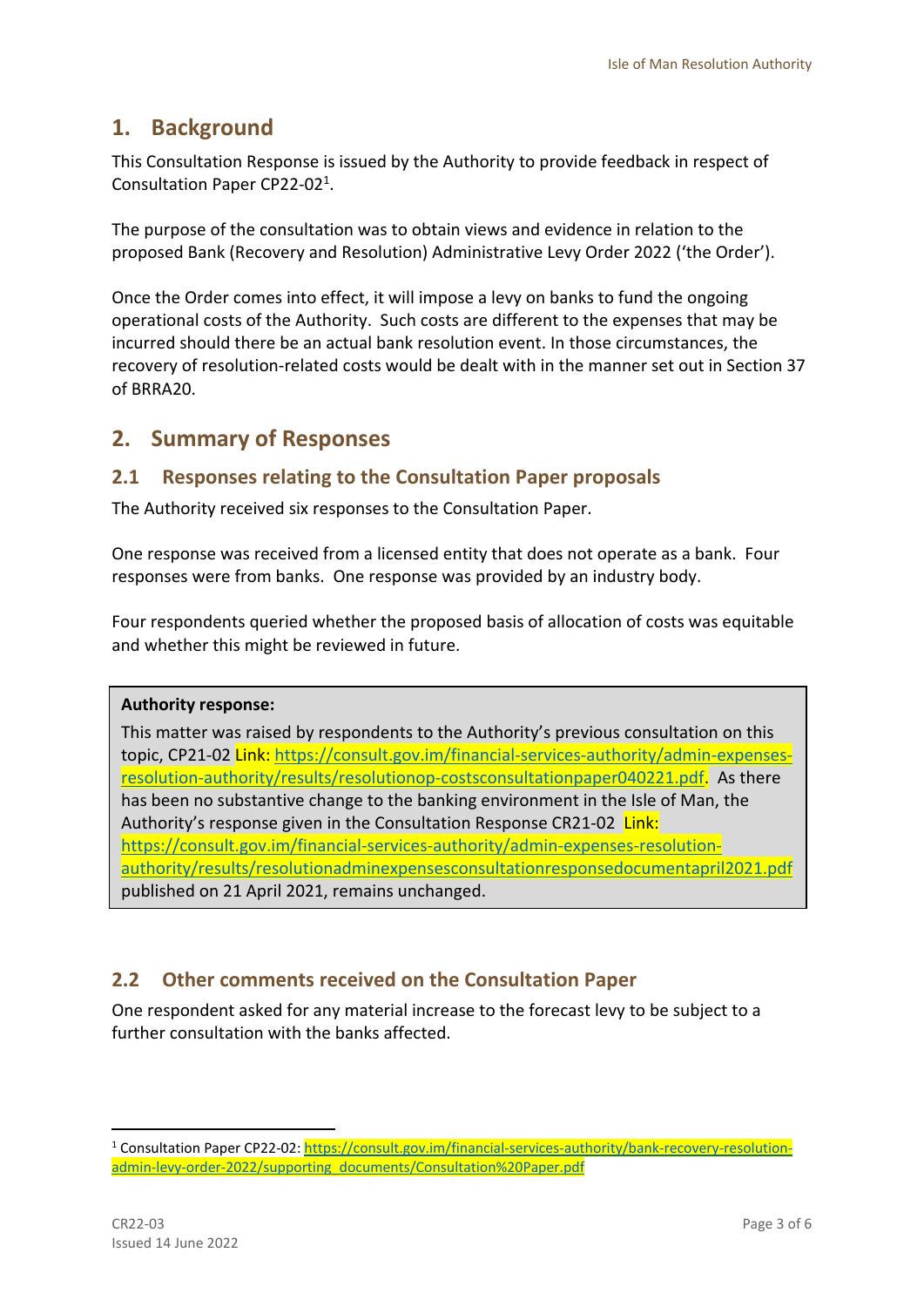## 1. Background

This Consultation Response is issued by the Authority to provide feedback in respect of Consultation Paper CP22-02[1].

The purpose of the consultation was to obtain views and evidence in relation to the proposed Bank (Recovery and Resolution) Administrative Levy Order 2022 ('the Order').

Once the Order comes into effect, it will impose a levy on banks to fund the ongoing operational costs of the Authority. Such costs are different to the expenses that may be incurred should there be an actual bank resolution event. In those circumstances, the recovery of resolution-related costs would be dealt with in the manner set out in Section 37 of BRRA20.

## 2. Summary of Responses

### 2.1 Responses relating to the Consultation Paper proposals

The Authority received six responses to the Consultation Paper.

One response was received from a licensed entity that does not operate as a bank. Four responses were from banks. One response was provided by an industry body.

Four respondents queried whether the proposed basis of allocation of costs was equitable and whether this might be reviewed in future.

> **Authority response:**
>
> This matter was raised by respondents to the Authority's previous consultation on this topic, CP21-02 Link: https://consult.gov.im/financial-services-authority/admin-expenses-resolution-authority/results/resolutionop-costsconsultationpaper040221.pdf. As there has been no substantive change to the banking environment in the Isle of Man, the Authority's response given in the Consultation Response CR21-02 Link: https://consult.gov.im/financial-services-authority/admin-expenses-resolution-authority/results/resolutionadminexpensesconsultationresponsedocumentapril2021.pdf published on 21 April 2021, remains unchanged.

### 2.2 Other comments received on the Consultation Paper

One respondent asked for any material increase to the forecast levy to be subject to a further consultation with the banks affected.

[1] Consultation Paper CP22-02: https://consult.gov.im/financial-services-authority/bank-recovery-resolution-admin-levy-order-2022/supporting_documents/Consultation%20Paper.pdf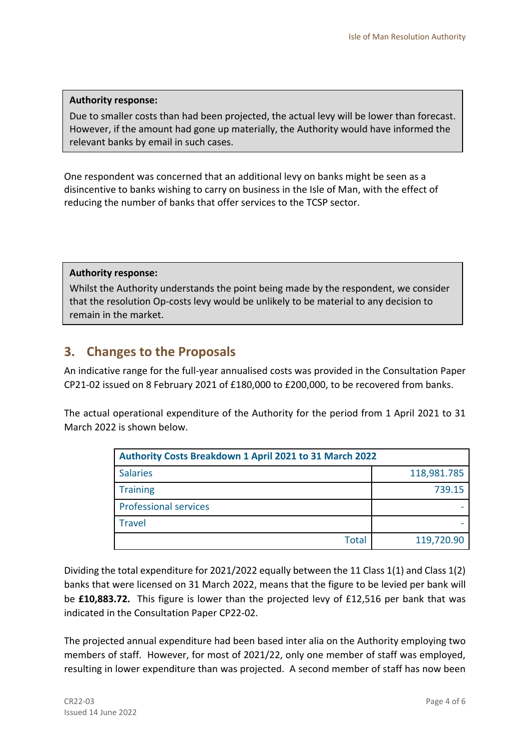**Authority response:**

Due to smaller costs than had been projected, the actual levy will be lower than forecast. However, if the amount had gone up materially, the Authority would have informed the relevant banks by email in such cases.

One respondent was concerned that an additional levy on banks might be seen as a disincentive to banks wishing to carry on business in the Isle of Man, with the effect of reducing the number of banks that offer services to the TCSP sector.

**Authority response:**

Whilst the Authority understands the point being made by the respondent, we consider that the resolution Op-costs levy would be unlikely to be material to any decision to remain in the market.

## 3. Changes to the Proposals

An indicative range for the full-year annualised costs was provided in the Consultation Paper CP21-02 issued on 8 February 2021 of £180,000 to £200,000, to be recovered from banks.

The actual operational expenditure of the Authority for the period from 1 April 2021 to 31 March 2022 is shown below.

| Authority Costs Breakdown 1 April 2021 to 31 March 2022 | |
|---|---|
| Salaries | 118,981.785 |
| Training | 739.15 |
| Professional services | - |
| Travel | - |
| Total | 119,720.90 |

Dividing the total expenditure for 2021/2022 equally between the 11 Class 1(1) and Class 1(2) banks that were licensed on 31 March 2022, means that the figure to be levied per bank will be **£10,883.72.** This figure is lower than the projected levy of £12,516 per bank that was indicated in the Consultation Paper CP22-02.

The projected annual expenditure had been based inter alia on the Authority employing two members of staff. However, for most of 2021/22, only one member of staff was employed, resulting in lower expenditure than was projected. A second member of staff has now been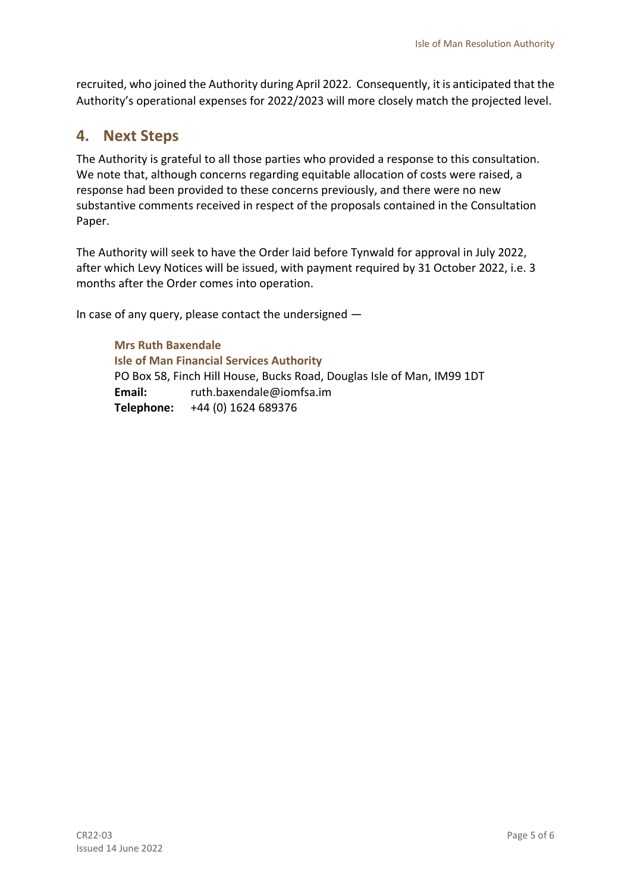recruited, who joined the Authority during April 2022. Consequently, it is anticipated that the Authority's operational expenses for 2022/2023 will more closely match the projected level.

## 4. Next Steps

The Authority is grateful to all those parties who provided a response to this consultation. We note that, although concerns regarding equitable allocation of costs were raised, a response had been provided to these concerns previously, and there were no new substantive comments received in respect of the proposals contained in the Consultation Paper.

The Authority will seek to have the Order laid before Tynwald for approval in July 2022, after which Levy Notices will be issued, with payment required by 31 October 2022, i.e. 3 months after the Order comes into operation.

In case of any query, please contact the undersigned —

**Mrs Ruth Baxendale**
**Isle of Man Financial Services Authority**
PO Box 58, Finch Hill House, Bucks Road, Douglas Isle of Man, IM99 1DT
**Email:** ruth.baxendale@iomfsa.im
**Telephone:** +44 (0) 1624 689376

CR22-03
Issued 14 June 2022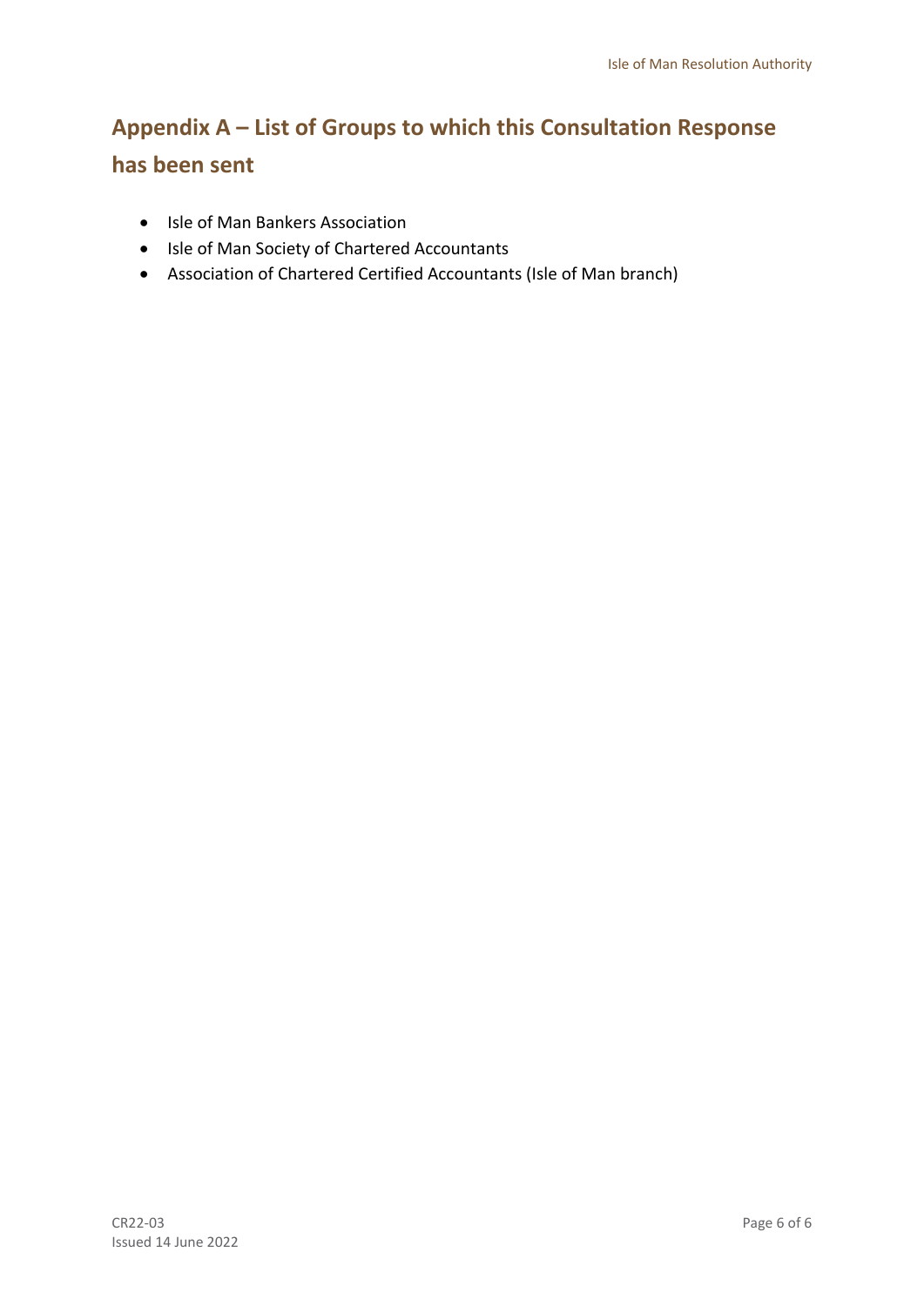## Appendix A – List of Groups to which this Consultation Response has been sent

- Isle of Man Bankers Association
- Isle of Man Society of Chartered Accountants
- Association of Chartered Certified Accountants (Isle of Man branch)